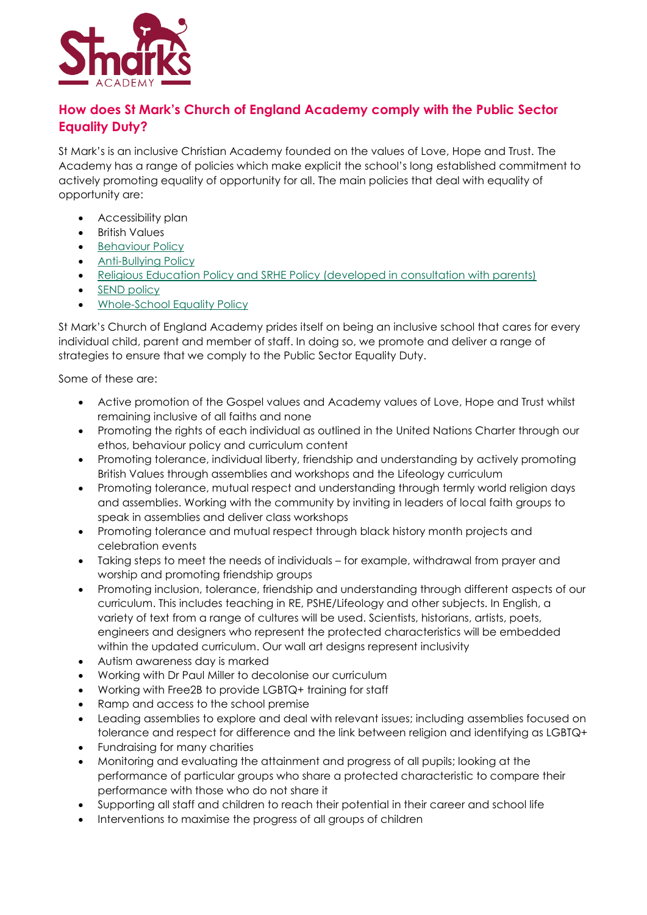## How does St Mark's Church of England Academy comply with the Public Sector Equality Duty?

St Mark's is an inclusive Christian Academy founded on the values of Love, Hope and Trust. The Academy has a range of policies which make explicit the school's long established commitment to actively promoting equality of opportunity for all. The main policies that deal with equality of opportunity are:

- Accessibility plan
- British Values
- Behaviour Policy
- Anti-Bullying Policy
- Religious Education Policy and SRHE Policy (developed in consultation with parents)
- SEND policy
- Whole-School Equality Policy

St Mark's Church of England Academy prides itself on being an inclusive school that cares for every individual child, parent and member of staff. In doing so, we promote and deliver a range of strategies to ensure that we comply to the Public Sector Equality Duty.

Some of these are:

- Active promotion of the Gospel values and Academy values of Love, Hope and Trust whilst remaining inclusive of all faiths and none
- Promoting the rights of each individual as outlined in the United Nations Charter through our ethos, behaviour policy and curriculum content
- Promoting tolerance, individual liberty, friendship and understanding by actively promoting British Values through assemblies and workshops and the Lifeology curriculum
- Promoting tolerance, mutual respect and understanding through termly world religion days and assemblies. Working with the community by inviting in leaders of local faith groups to speak in assemblies and deliver class workshops
- Promoting tolerance and mutual respect through black history month projects and celebration events
- Taking steps to meet the needs of individuals – for example, withdrawal from prayer and worship and promoting friendship groups
- Promoting inclusion, tolerance, friendship and understanding through different aspects of our curriculum. This includes teaching in RE, PSHE/Lifeology and other subjects. In English, a variety of text from a range of cultures will be used. Scientists, historians, artists, poets, engineers and designers who represent the protected characteristics will be embedded within the updated curriculum. Our wall art designs represent inclusivity
- Autism awareness day is marked
- Working with Dr Paul Miller to decolonise our curriculum
- Working with Free2B to provide LGBTQ+ training for staff
- Ramp and access to the school premise
- Leading assemblies to explore and deal with relevant issues; including assemblies focused on tolerance and respect for difference and the link between religion and identifying as LGBTQ+
- Fundraising for many charities
- Monitoring and evaluating the attainment and progress of all pupils; looking at the performance of particular groups who share a protected characteristic to compare their performance with those who do not share it
- Supporting all staff and children to reach their potential in their career and school life
- Interventions to maximise the progress of all groups of children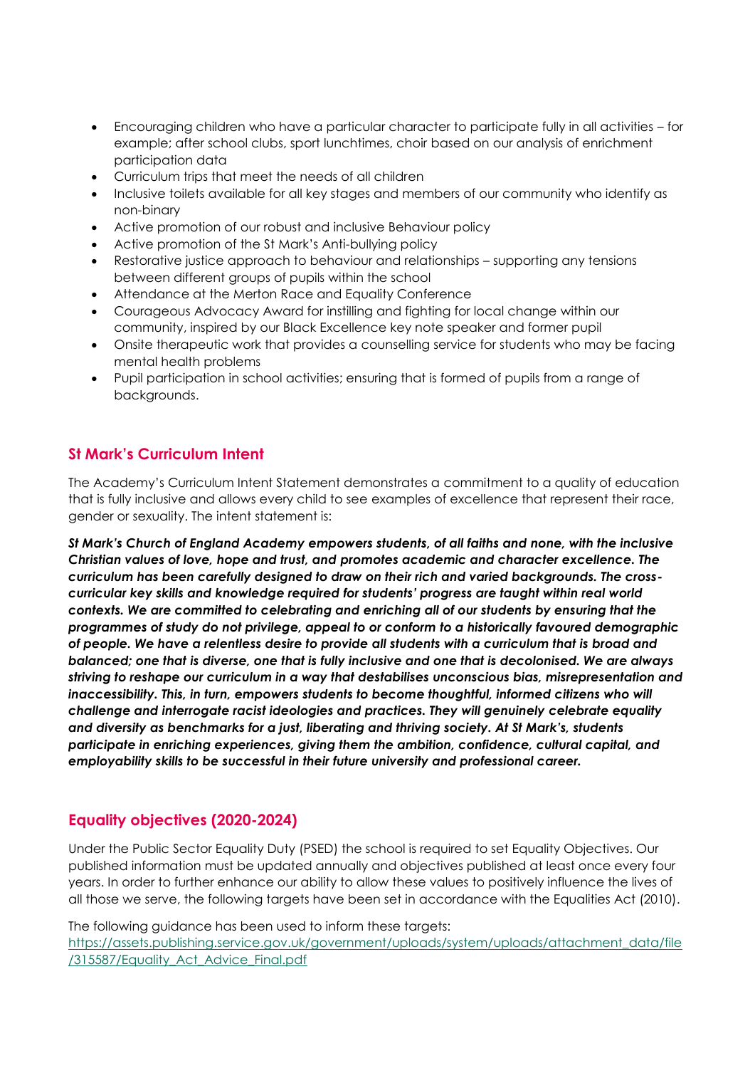- Encouraging children who have a particular character to participate fully in all activities – for example; after school clubs, sport lunchtimes, choir based on our analysis of enrichment participation data
- Curriculum trips that meet the needs of all children
- Inclusive toilets available for all key stages and members of our community who identify as non-binary
- Active promotion of our robust and inclusive Behaviour policy
- Active promotion of the St Mark's Anti-bullying policy
- Restorative justice approach to behaviour and relationships – supporting any tensions between different groups of pupils within the school
- Attendance at the Merton Race and Equality Conference
- Courageous Advocacy Award for instilling and fighting for local change within our community, inspired by our Black Excellence key note speaker and former pupil
- Onsite therapeutic work that provides a counselling service for students who may be facing mental health problems
- Pupil participation in school activities; ensuring that is formed of pupils from a range of backgrounds.

## St Mark's Curriculum Intent

The Academy's Curriculum Intent Statement demonstrates a commitment to a quality of education that is fully inclusive and allows every child to see examples of excellence that represent their race, gender or sexuality. The intent statement is:

***St Mark's Church of England Academy empowers students, of all faiths and none, with the inclusive Christian values of love, hope and trust, and promotes academic and character excellence. The curriculum has been carefully designed to draw on their rich and varied backgrounds. The cross-curricular key skills and knowledge required for students' progress are taught within real world contexts. We are committed to celebrating and enriching all of our students by ensuring that the programmes of study do not privilege, appeal to or conform to a historically favoured demographic of people. We have a relentless desire to provide all students with a curriculum that is broad and balanced; one that is diverse, one that is fully inclusive and one that is decolonised. We are always striving to reshape our curriculum in a way that destabilises unconscious bias, misrepresentation and inaccessibility. This, in turn, empowers students to become thoughtful, informed citizens who will challenge and interrogate racist ideologies and practices. They will genuinely celebrate equality and diversity as benchmarks for a just, liberating and thriving society. At St Mark's, students participate in enriching experiences, giving them the ambition, confidence, cultural capital, and employability skills to be successful in their future university and professional career.***

## Equality objectives (2020-2024)

Under the Public Sector Equality Duty (PSED) the school is required to set Equality Objectives. Our published information must be updated annually and objectives published at least once every four years. In order to further enhance our ability to allow these values to positively influence the lives of all those we serve, the following targets have been set in accordance with the Equalities Act (2010).

The following guidance has been used to inform these targets:
[https://assets.publishing.service.gov.uk/government/uploads/system/uploads/attachment_data/file/315587/Equality_Act_Advice_Final.pdf](https://assets.publishing.service.gov.uk/government/uploads/system/uploads/attachment_data/file/315587/Equality_Act_Advice_Final.pdf)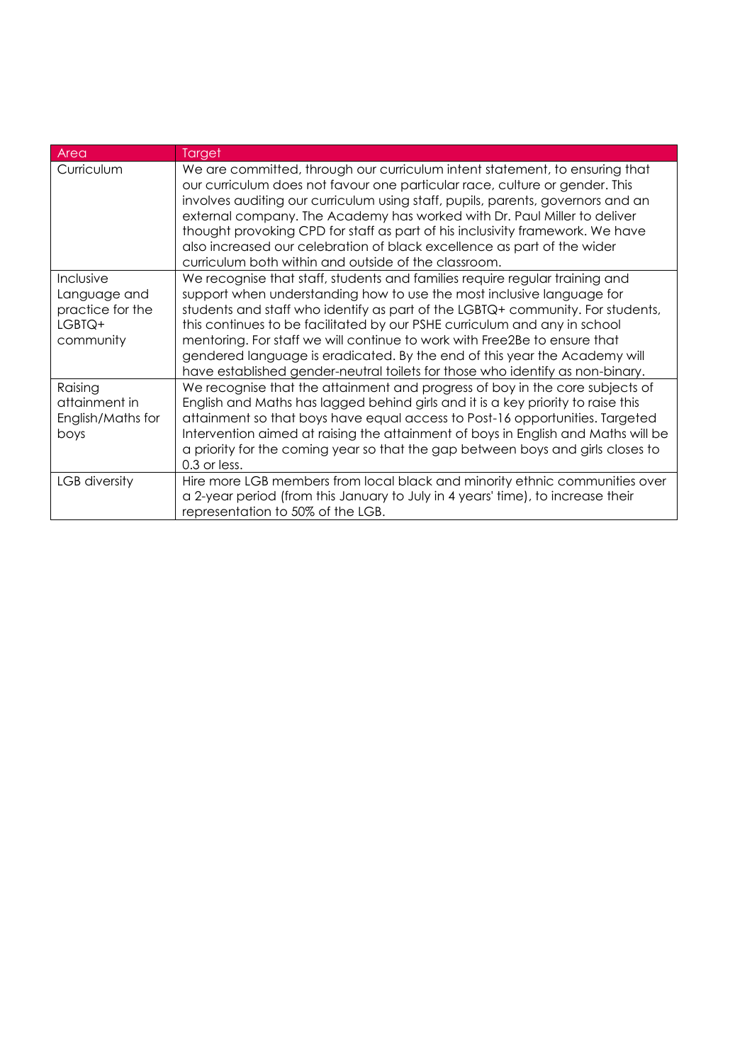| Area | Target |
|---|---|
| Curriculum | We are committed, through our curriculum intent statement, to ensuring that our curriculum does not favour one particular race, culture or gender. This involves auditing our curriculum using staff, pupils, parents, governors and an external company. The Academy has worked with Dr. Paul Miller to deliver thought provoking CPD for staff as part of his inclusivity framework. We have also increased our celebration of black excellence as part of the wider curriculum both within and outside of the classroom. |
| Inclusive Language and practice for the LGBTQ+ community | We recognise that staff, students and families require regular training and support when understanding how to use the most inclusive language for students and staff who identify as part of the LGBTQ+ community. For students, this continues to be facilitated by our PSHE curriculum and any in school mentoring. For staff we will continue to work with Free2Be to ensure that gendered language is eradicated. By the end of this year the Academy will have established gender-neutral toilets for those who identify as non-binary. |
| Raising attainment in English/Maths for boys | We recognise that the attainment and progress of boy in the core subjects of English and Maths has lagged behind girls and it is a key priority to raise this attainment so that boys have equal access to Post-16 opportunities. Targeted Intervention aimed at raising the attainment of boys in English and Maths will be a priority for the coming year so that the gap between boys and girls closes to 0.3 or less. |
| LGB diversity | Hire more LGB members from local black and minority ethnic communities over a 2-year period (from this January to July in 4 years' time), to increase their representation to 50% of the LGB. |